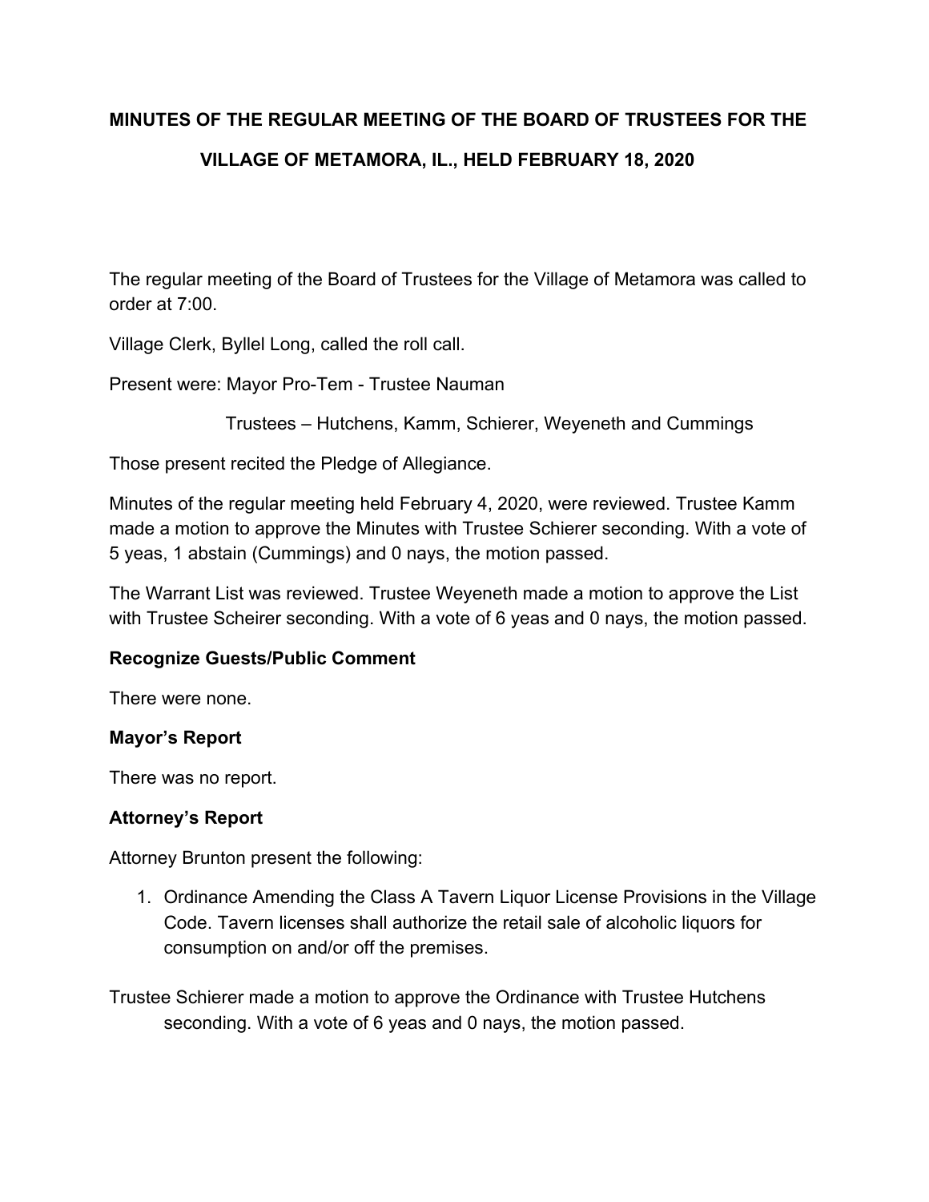**MINUTES OF THE REGULAR MEETING OF THE BOARD OF TRUSTEES FOR THE VILLAGE OF METAMORA, IL., HELD FEBRUARY 18, 2020**

The regular meeting of the Board of Trustees for the Village of Metamora was called to order at 7:00.

Village Clerk, Byllel Long, called the roll call.

Present were: Mayor Pro-Tem - Trustee Nauman

Trustees – Hutchens, Kamm, Schierer, Weyeneth and Cummings

Those present recited the Pledge of Allegiance.

Minutes of the regular meeting held February 4, 2020, were reviewed. Trustee Kamm made a motion to approve the Minutes with Trustee Schierer seconding. With a vote of 5 yeas, 1 abstain (Cummings) and 0 nays, the motion passed.

The Warrant List was reviewed. Trustee Weyeneth made a motion to approve the List with Trustee Scheirer seconding. With a vote of 6 yeas and 0 nays, the motion passed.

**Recognize Guests/Public Comment**

There were none.

**Mayor's Report**

There was no report.

**Attorney's Report**

Attorney Brunton present the following:

1. Ordinance Amending the Class A Tavern Liquor License Provisions in the Village Code. Tavern licenses shall authorize the retail sale of alcoholic liquors for consumption on and/or off the premises.

Trustee Schierer made a motion to approve the Ordinance with Trustee Hutchens seconding. With a vote of 6 yeas and 0 nays, the motion passed.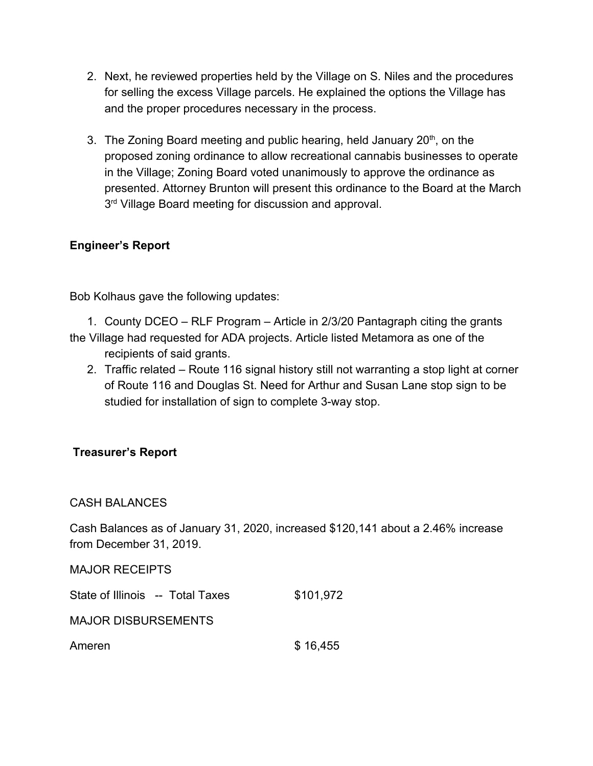2. Next, he reviewed properties held by the Village on S. Niles and the procedures for selling the excess Village parcels. He explained the options the Village has and the proper procedures necessary in the process.

3. The Zoning Board meeting and public hearing, held January 20th, on the proposed zoning ordinance to allow recreational cannabis businesses to operate in the Village; Zoning Board voted unanimously to approve the ordinance as presented. Attorney Brunton will present this ordinance to the Board at the March 3rd Village Board meeting for discussion and approval.

**Engineer's Report**

Bob Kolhaus gave the following updates:

1. County DCEO – RLF Program – Article in 2/3/20 Pantagraph citing the grants the Village had requested for ADA projects. Article listed Metamora as one of the recipients of said grants.
2. Traffic related – Route 116 signal history still not warranting a stop light at corner of Route 116 and Douglas St. Need for Arthur and Susan Lane stop sign to be studied for installation of sign to complete 3-way stop.

**Treasurer's Report**

CASH BALANCES

Cash Balances as of January 31, 2020, increased $120,141 about a 2.46% increase from December 31, 2019.

MAJOR RECEIPTS

| | |
|---|---|
| State of Illinois -- Total Taxes | $101,972 |

MAJOR DISBURSEMENTS

| | |
|---|---|
| Ameren | $ 16,455 |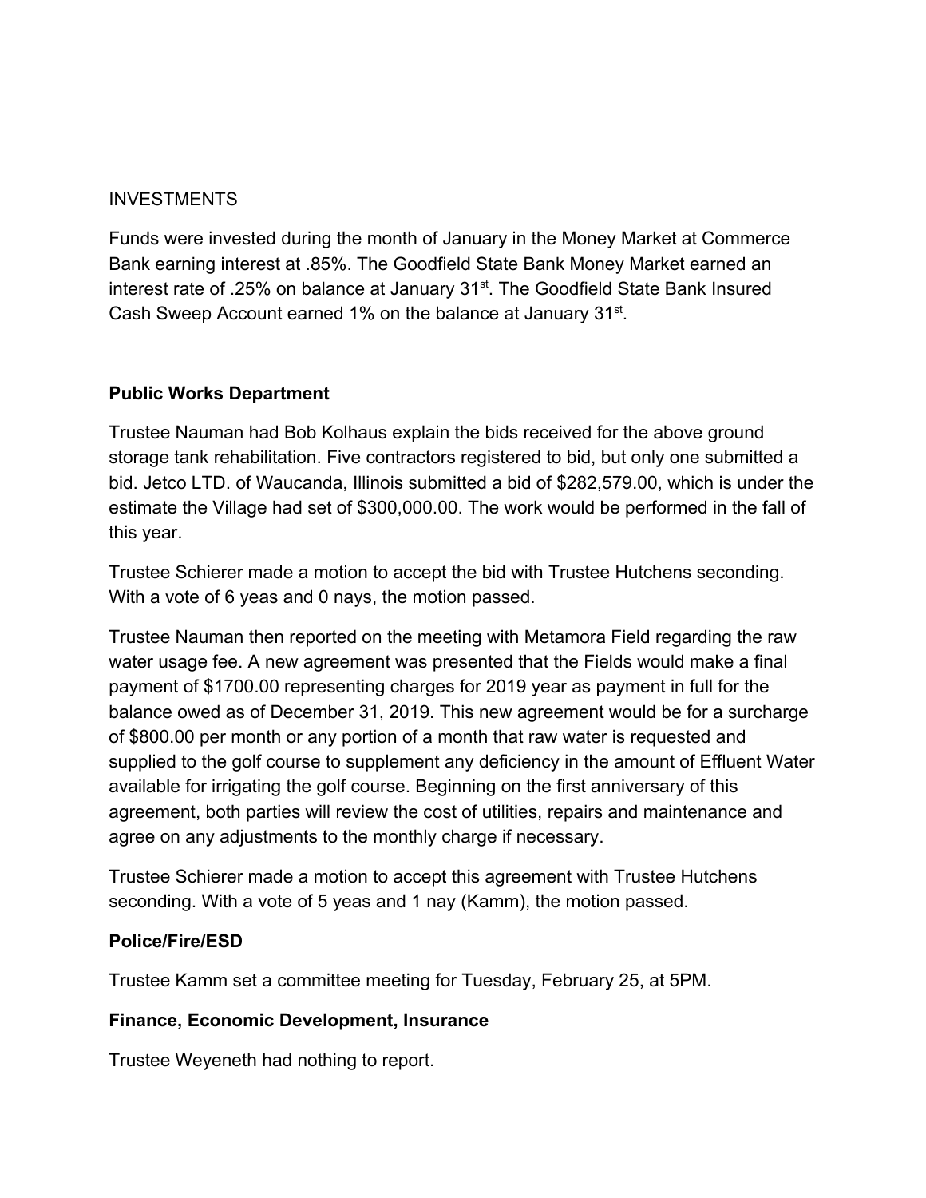INVESTMENTS

Funds were invested during the month of January in the Money Market at Commerce Bank earning interest at .85%. The Goodfield State Bank Money Market earned an interest rate of .25% on balance at January 31st. The Goodfield State Bank Insured Cash Sweep Account earned 1% on the balance at January 31st.

**Public Works Department**

Trustee Nauman had Bob Kolhaus explain the bids received for the above ground storage tank rehabilitation. Five contractors registered to bid, but only one submitted a bid. Jetco LTD. of Waucanda, Illinois submitted a bid of $282,579.00, which is under the estimate the Village had set of $300,000.00. The work would be performed in the fall of this year.

Trustee Schierer made a motion to accept the bid with Trustee Hutchens seconding. With a vote of 6 yeas and 0 nays, the motion passed.

Trustee Nauman then reported on the meeting with Metamora Field regarding the raw water usage fee. A new agreement was presented that the Fields would make a final payment of $1700.00 representing charges for 2019 year as payment in full for the balance owed as of December 31, 2019. This new agreement would be for a surcharge of $800.00 per month or any portion of a month that raw water is requested and supplied to the golf course to supplement any deficiency in the amount of Effluent Water available for irrigating the golf course. Beginning on the first anniversary of this agreement, both parties will review the cost of utilities, repairs and maintenance and agree on any adjustments to the monthly charge if necessary.

Trustee Schierer made a motion to accept this agreement with Trustee Hutchens seconding. With a vote of 5 yeas and 1 nay (Kamm), the motion passed.

**Police/Fire/ESD**

Trustee Kamm set a committee meeting for Tuesday, February 25, at 5PM.

**Finance, Economic Development, Insurance**

Trustee Weyeneth had nothing to report.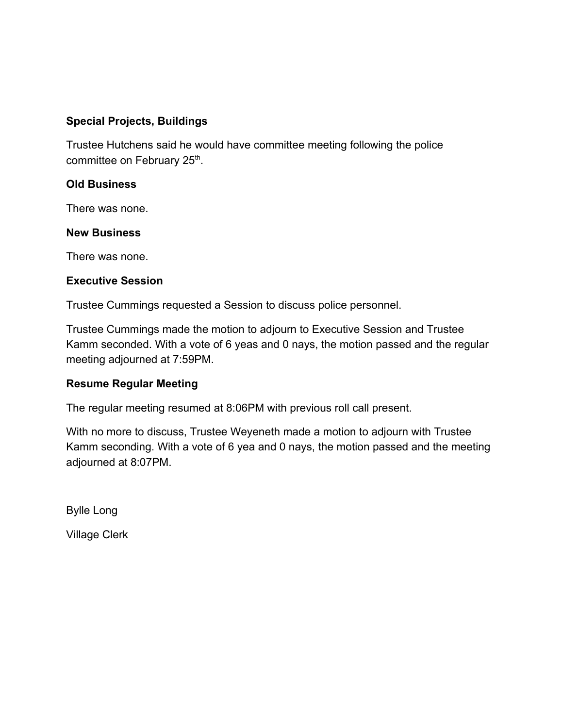**Special Projects, Buildings**

Trustee Hutchens said he would have committee meeting following the police committee on February 25th.

**Old Business**

There was none.

**New Business**

There was none.

**Executive Session**

Trustee Cummings requested a Session to discuss police personnel.

Trustee Cummings made the motion to adjourn to Executive Session and Trustee Kamm seconded. With a vote of 6 yeas and 0 nays, the motion passed and the regular meeting adjourned at 7:59PM.

**Resume Regular Meeting**

The regular meeting resumed at 8:06PM with previous roll call present.

With no more to discuss, Trustee Weyeneth made a motion to adjourn with Trustee Kamm seconding. With a vote of 6 yea and 0 nays, the motion passed and the meeting adjourned at 8:07PM.

Bylle Long

Village Clerk